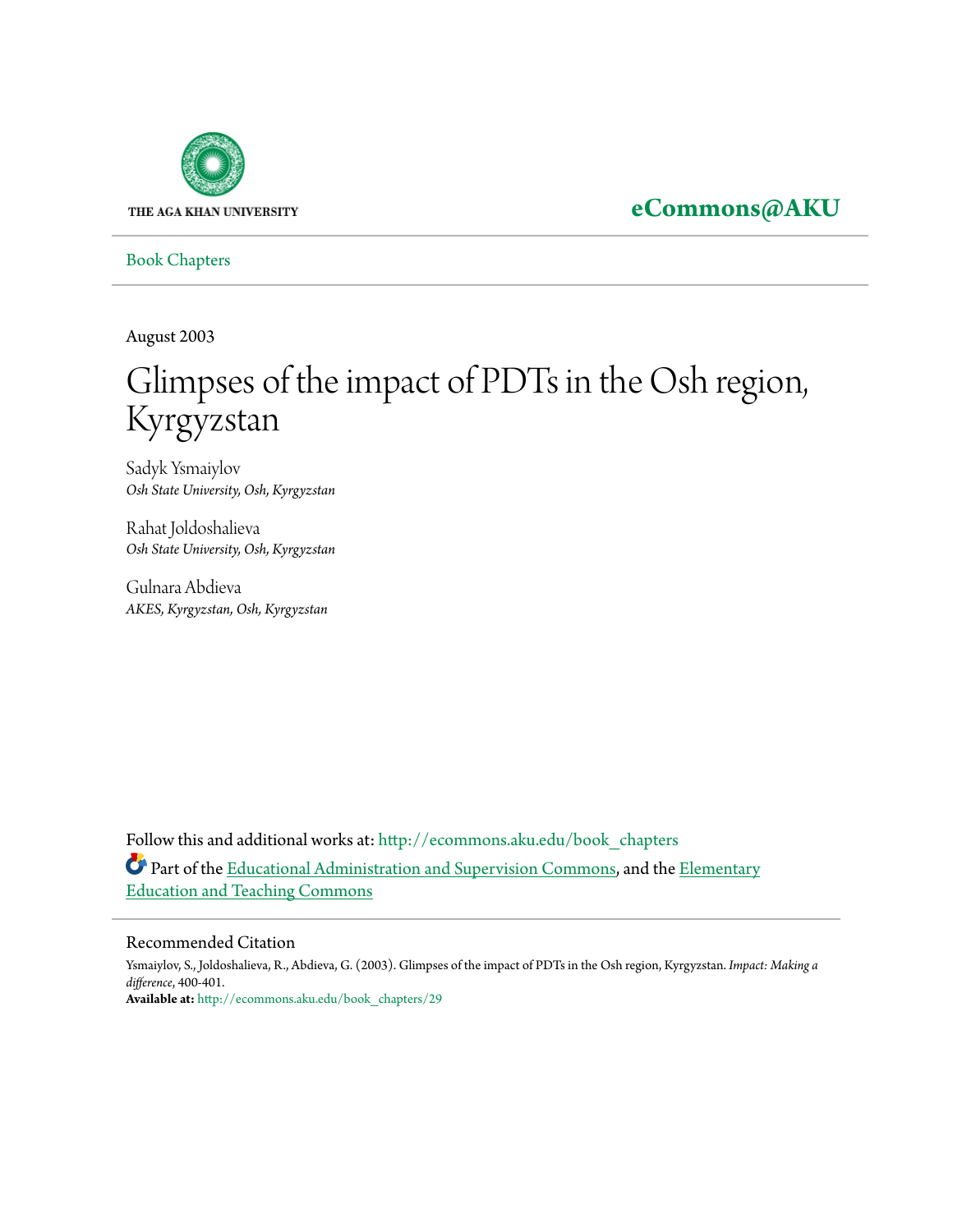THE AGA KHAN UNIVERSITY

**eCommons@AKU**

Book Chapters

August 2003

# Glimpses of the impact of PDTs in the Osh region, Kyrgyzstan

Sadyk Ysmaiylov
*Osh State University, Osh, Kyrgyzstan*

Rahat Joldoshalieva
*Osh State University, Osh, Kyrgyzstan*

Gulnara Abdieva
*AKES, Kyrgyzstan, Osh, Kyrgyzstan*

Follow this and additional works at: http://ecommons.aku.edu/book_chapters

Part of the Educational Administration and Supervision Commons, and the Elementary Education and Teaching Commons

## Recommended Citation

Ysmaiylov, S., Joldoshalieva, R., Abdieva, G. (2003). Glimpses of the impact of PDTs in the Osh region, Kyrgyzstan. *Impact: Making a difference*, 400-401.
**Available at:** http://ecommons.aku.edu/book_chapters/29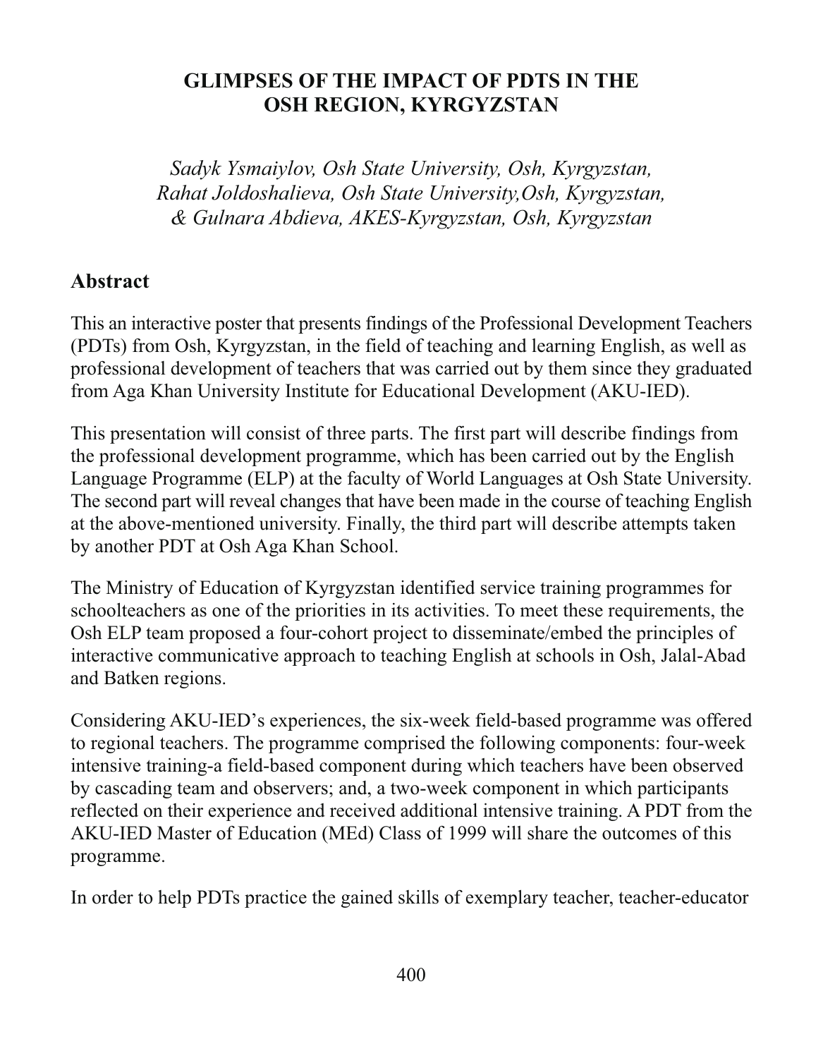# GLIMPSES OF THE IMPACT OF PDTS IN THE OSH REGION, KYRGYZSTAN

*Sadyk Ysmaiylov, Osh State University, Osh, Kyrgyzstan, Rahat Joldoshalieva, Osh State University,Osh, Kyrgyzstan, & Gulnara Abdieva, AKES-Kyrgyzstan, Osh, Kyrgyzstan*

## Abstract

This an interactive poster that presents findings of the Professional Development Teachers (PDTs) from Osh, Kyrgyzstan, in the field of teaching and learning English, as well as professional development of teachers that was carried out by them since they graduated from Aga Khan University Institute for Educational Development (AKU-IED).

This presentation will consist of three parts. The first part will describe findings from the professional development programme, which has been carried out by the English Language Programme (ELP) at the faculty of World Languages at Osh State University. The second part will reveal changes that have been made in the course of teaching English at the above-mentioned university. Finally, the third part will describe attempts taken by another PDT at Osh Aga Khan School.

The Ministry of Education of Kyrgyzstan identified service training programmes for schoolteachers as one of the priorities in its activities. To meet these requirements, the Osh ELP team proposed a four-cohort project to disseminate/embed the principles of interactive communicative approach to teaching English at schools in Osh, Jalal-Abad and Batken regions.

Considering AKU-IED's experiences, the six-week field-based programme was offered to regional teachers. The programme comprised the following components: four-week intensive training-a field-based component during which teachers have been observed by cascading team and observers; and, a two-week component in which participants reflected on their experience and received additional intensive training. A PDT from the AKU-IED Master of Education (MEd) Class of 1999 will share the outcomes of this programme.

In order to help PDTs practice the gained skills of exemplary teacher, teacher-educator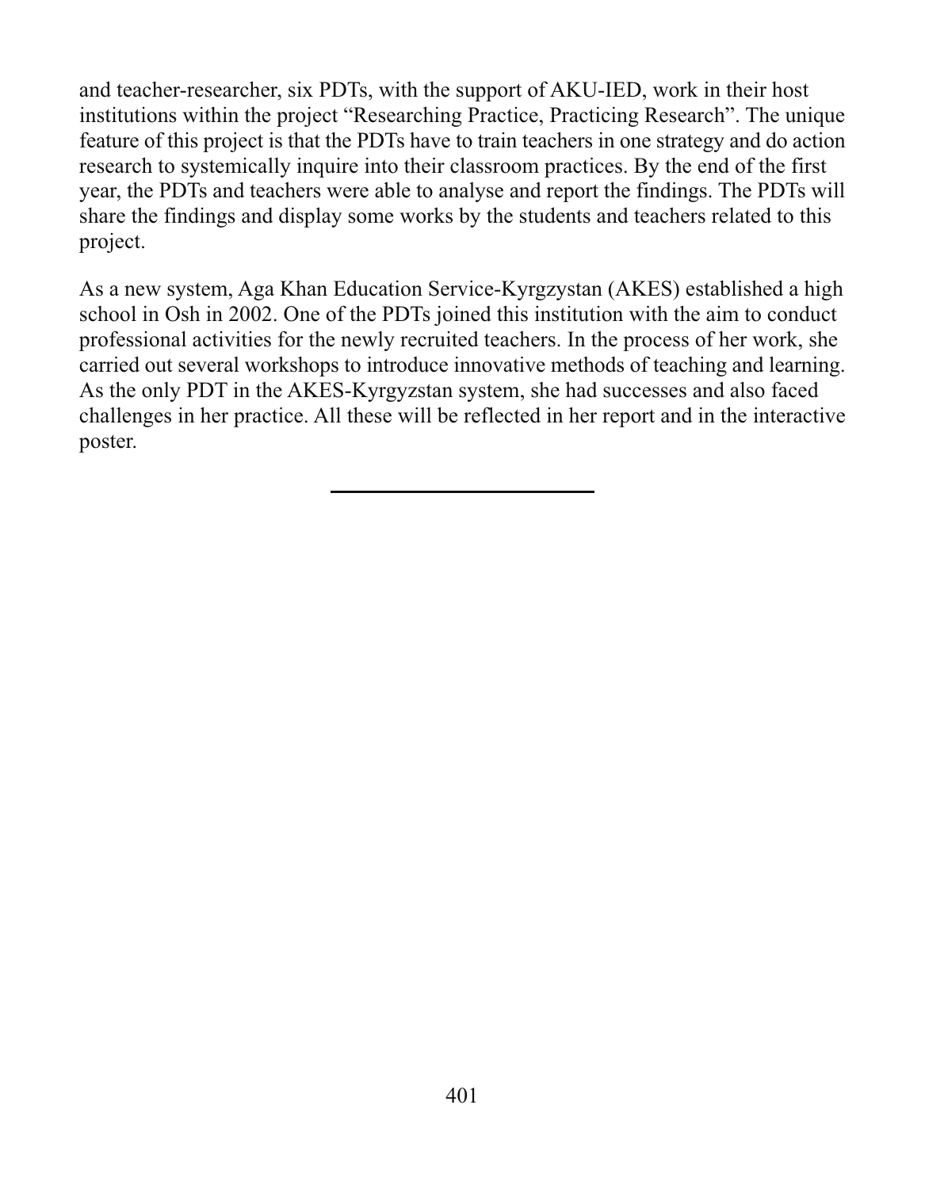and teacher-researcher, six PDTs, with the support of AKU-IED, work in their host institutions within the project "Researching Practice, Practicing Research". The unique feature of this project is that the PDTs have to train teachers in one strategy and do action research to systemically inquire into their classroom practices. By the end of the first year, the PDTs and teachers were able to analyse and report the findings. The PDTs will share the findings and display some works by the students and teachers related to this project.

As a new system, Aga Khan Education Service-Kyrgzystan (AKES) established a high school in Osh in 2002. One of the PDTs joined this institution with the aim to conduct professional activities for the newly recruited teachers. In the process of her work, she carried out several workshops to introduce innovative methods of teaching and learning. As the only PDT in the AKES-Kyrgyzstan system, she had successes and also faced challenges in her practice. All these will be reflected in her report and in the interactive poster.

---